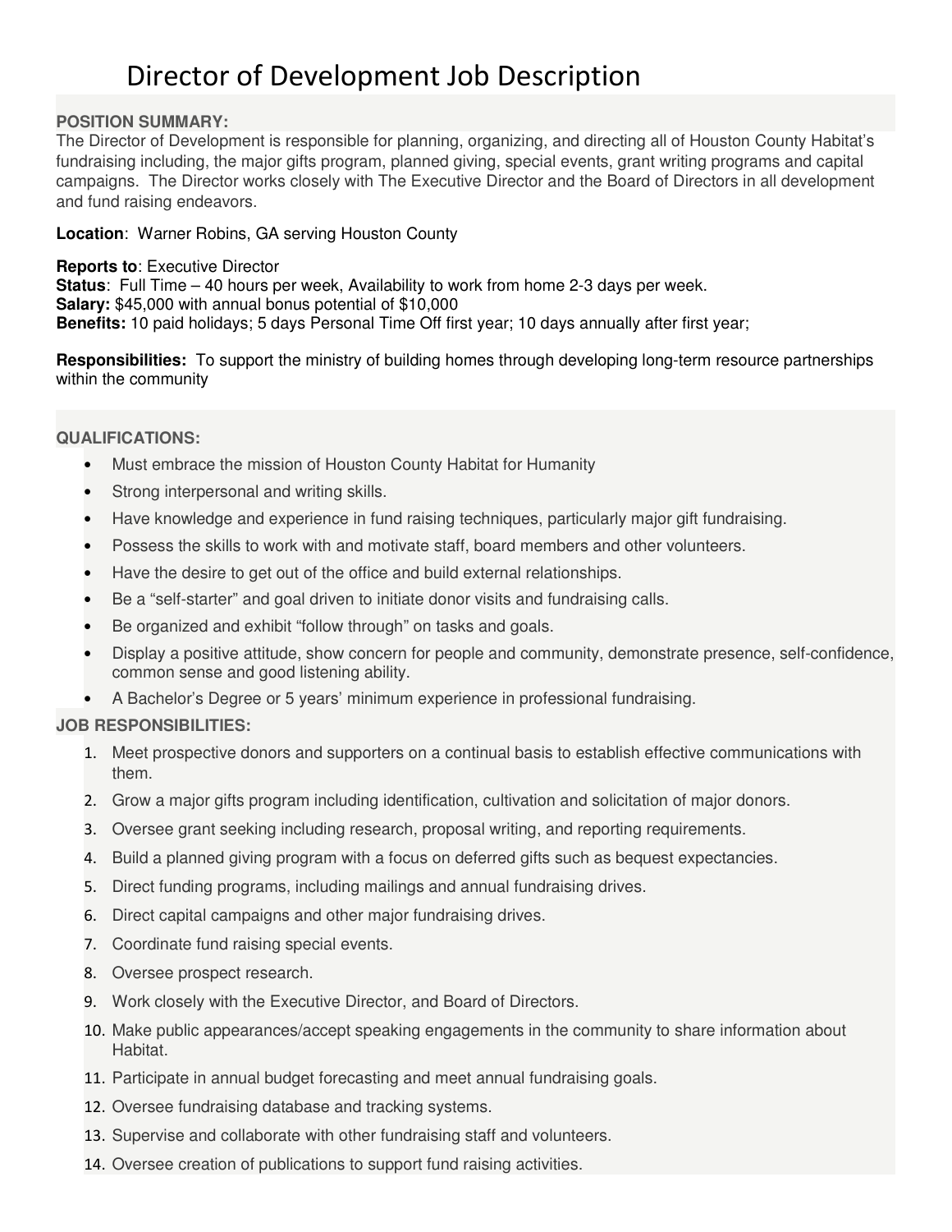# Director of Development Job Description

## POSITION SUMMARY:

The Director of Development is responsible for planning, organizing, and directing all of Houston County Habitat's fundraising including, the major gifts program, planned giving, special events, grant writing programs and capital campaigns. The Director works closely with The Executive Director and the Board of Directors in all development and fund raising endeavors.

**Location**: Warner Robins, GA serving Houston County

**Reports to**: Executive Director
**Status**: Full Time – 40 hours per week, Availability to work from home 2-3 days per week.
**Salary:** $45,000 with annual bonus potential of $10,000
**Benefits:** 10 paid holidays; 5 days Personal Time Off first year; 10 days annually after first year;

**Responsibilities:** To support the ministry of building homes through developing long-term resource partnerships within the community

## QUALIFICATIONS:

- Must embrace the mission of Houston County Habitat for Humanity
- Strong interpersonal and writing skills.
- Have knowledge and experience in fund raising techniques, particularly major gift fundraising.
- Possess the skills to work with and motivate staff, board members and other volunteers.
- Have the desire to get out of the office and build external relationships.
- Be a "self-starter" and goal driven to initiate donor visits and fundraising calls.
- Be organized and exhibit "follow through" on tasks and goals.
- Display a positive attitude, show concern for people and community, demonstrate presence, self-confidence, common sense and good listening ability.
- A Bachelor's Degree or 5 years' minimum experience in professional fundraising.

## JOB RESPONSIBILITIES:

1. Meet prospective donors and supporters on a continual basis to establish effective communications with them.
2. Grow a major gifts program including identification, cultivation and solicitation of major donors.
3. Oversee grant seeking including research, proposal writing, and reporting requirements.
4. Build a planned giving program with a focus on deferred gifts such as bequest expectancies.
5. Direct funding programs, including mailings and annual fundraising drives.
6. Direct capital campaigns and other major fundraising drives.
7. Coordinate fund raising special events.
8. Oversee prospect research.
9. Work closely with the Executive Director, and Board of Directors.
10. Make public appearances/accept speaking engagements in the community to share information about Habitat.
11. Participate in annual budget forecasting and meet annual fundraising goals.
12. Oversee fundraising database and tracking systems.
13. Supervise and collaborate with other fundraising staff and volunteers.
14. Oversee creation of publications to support fund raising activities.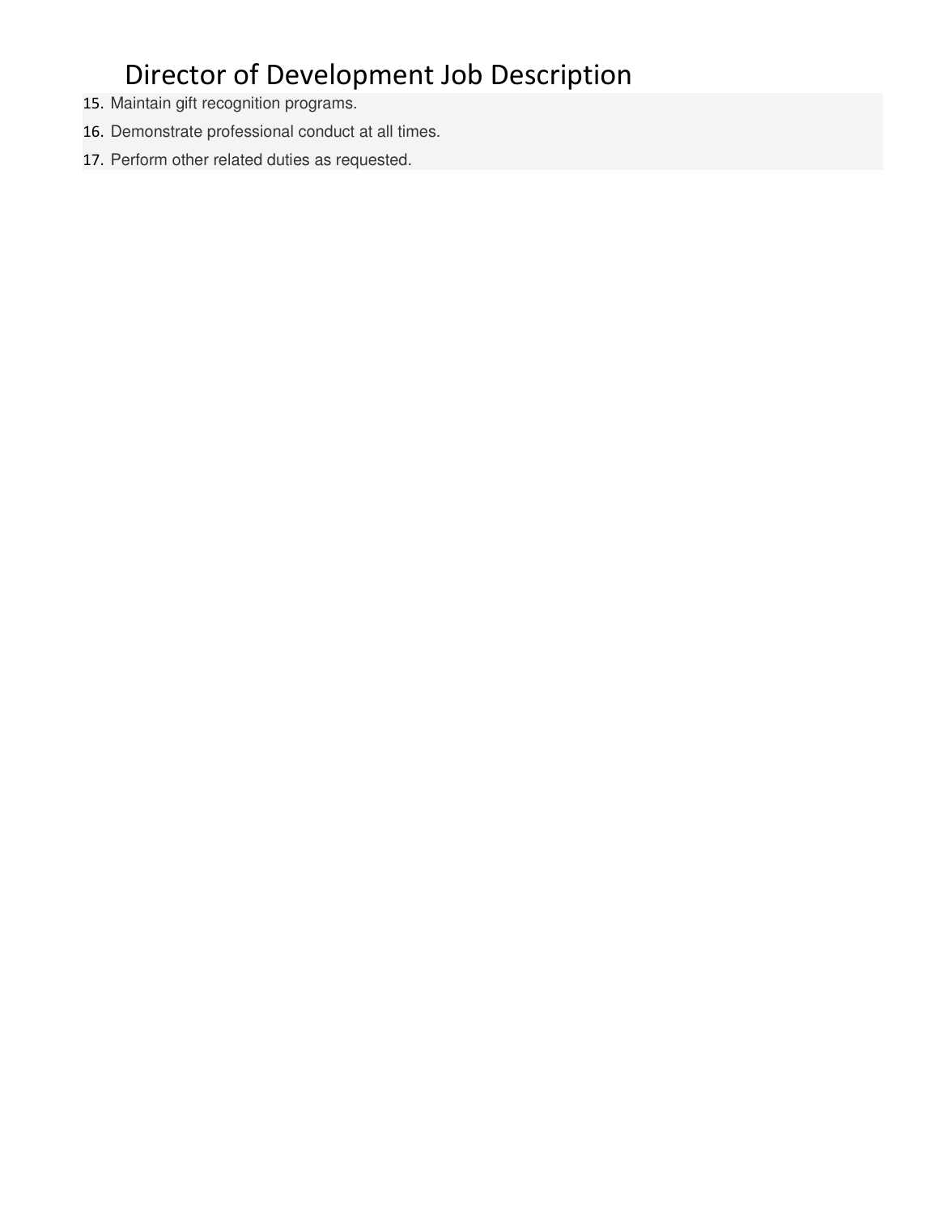15. Maintain gift recognition programs.
16. Demonstrate professional conduct at all times.
17. Perform other related duties as requested.